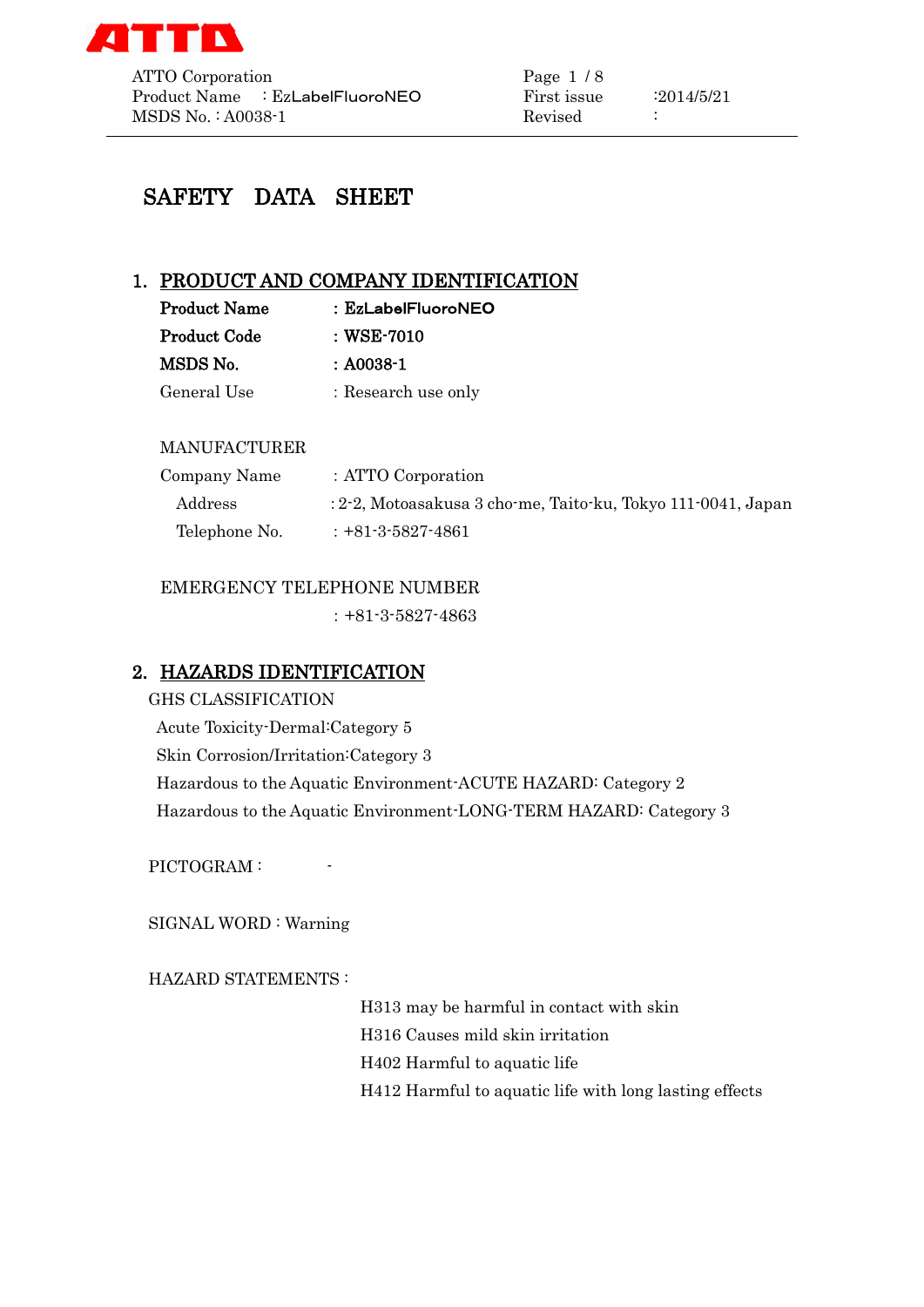# SAFETY DATA SHEET

## 1. PRODUCT AND COMPANY IDENTIFICATION

**Product Name** : **EzLabelFluoroNEO**
**Product Code** : **WSE-7010**
**MSDS No.** : **A0038-1**
General Use : Research use only

MANUFACTURER

Company Name : ATTO Corporation
Address : 2-2, Motoasakusa 3 cho-me, Taito-ku, Tokyo 111-0041, Japan
Telephone No. : +81-3-5827-4861

EMERGENCY TELEPHONE NUMBER

: +81-3-5827-4863

## 2. HAZARDS IDENTIFICATION

GHS CLASSIFICATION

Acute Toxicity-Dermal:Category 5
Skin Corrosion/Irritation:Category 3
Hazardous to the Aquatic Environment-ACUTE HAZARD: Category 2
Hazardous to the Aquatic Environment-LONG-TERM HAZARD: Category 3

PICTOGRAM : -

SIGNAL WORD : Warning

HAZARD STATEMENTS :

H313 may be harmful in contact with skin
H316 Causes mild skin irritation
H402 Harmful to aquatic life
H412 Harmful to aquatic life with long lasting effects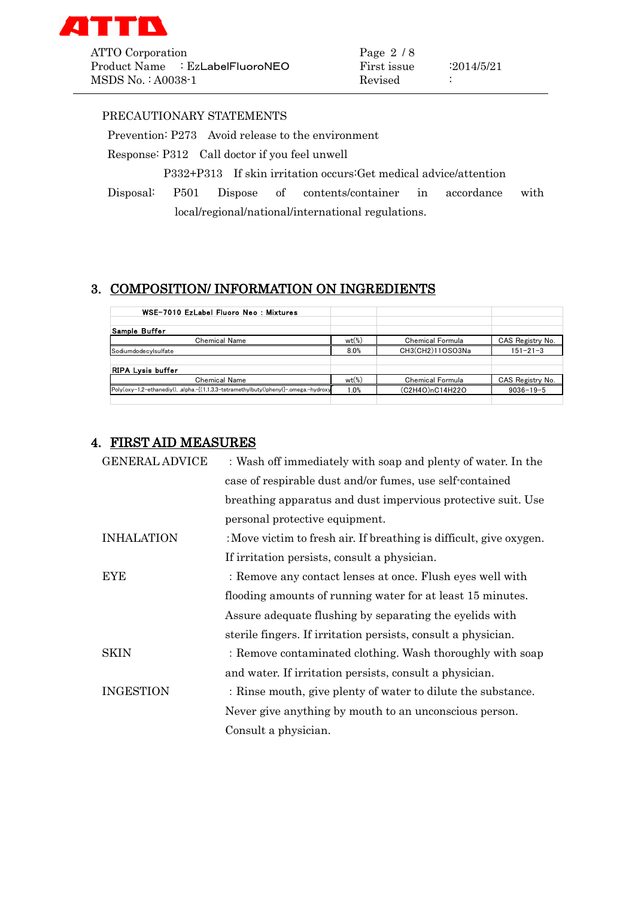PRECAUTIONARY STATEMENTS

Prevention: P273　Avoid release to the environment

Response: P312　Call doctor if you feel unwell

P332+P313　If skin irritation occurs:Get medical advice/attention

Disposal: P501 Dispose of contents/container in accordance with local/regional/national/international regulations.

## 3. COMPOSITION/ INFORMATION ON INGREDIENTS

**WSE-7010 EzLabel Fluoro Neo : Mixtures**

**Sample Buffer**

| Chemical Name | wt(%) | Chemical Formula | CAS Registry No. |
|---|---|---|---|
| Sodiumdodecylsulfate | 8.0% | $CH_3(CH_2)_{11}OSO_3Na$ | 151-21-3 |

**RIPA Lysis buffer**

| Chemical Name | wt(%) | Chemical Formula | CAS Registry No. |
|---|---|---|---|
| Poly(oxy-1,2-ethanediyl), .alpha.-[(1,1,3,3-tetramethylbutyl)phenyl]-.omega.-hydroxy | 1.0% | $(C_2H_4O)_nC_{14}H_{22}O$ | 9036-19-5 |

## 4. FIRST AID MEASURES

GENERAL ADVICE　: Wash off immediately with soap and plenty of water. In the case of respirable dust and/or fumes, use self-contained breathing apparatus and dust impervious protective suit. Use personal protective equipment.

INHALATION　:Move victim to fresh air. If breathing is difficult, give oxygen. If irritation persists, consult a physician.

EYE　: Remove any contact lenses at once. Flush eyes well with flooding amounts of running water for at least 15 minutes. Assure adequate flushing by separating the eyelids with sterile fingers. If irritation persists, consult a physician.

SKIN　: Remove contaminated clothing. Wash thoroughly with soap and water. If irritation persists, consult a physician.

INGESTION　: Rinse mouth, give plenty of water to dilute the substance. Never give anything by mouth to an unconscious person. Consult a physician.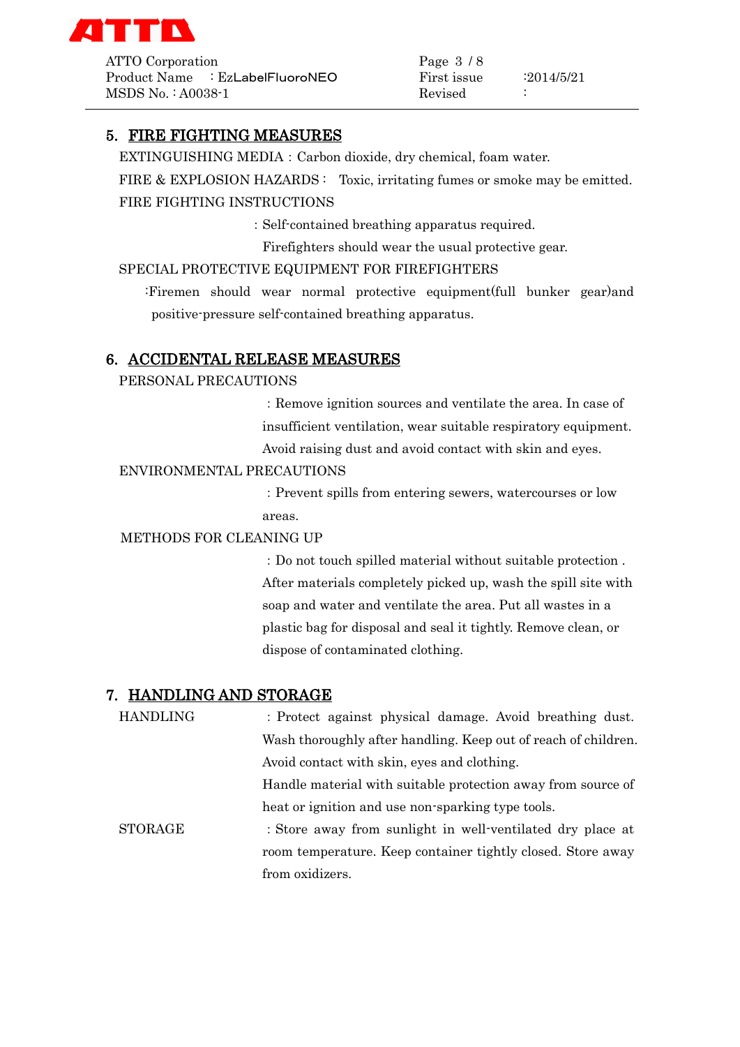## 5. FIRE FIGHTING MEASURES

EXTINGUISHING MEDIA : Carbon dioxide, dry chemical, foam water.

FIRE & EXPLOSION HAZARDS : Toxic, irritating fumes or smoke may be emitted.

FIRE FIGHTING INSTRUCTIONS

: Self-contained breathing apparatus required.
Firefighters should wear the usual protective gear.

SPECIAL PROTECTIVE EQUIPMENT FOR FIREFIGHTERS

:Firemen should wear normal protective equipment(full bunker gear)and positive-pressure self-contained breathing apparatus.

## 6. ACCIDENTAL RELEASE MEASURES

PERSONAL PRECAUTIONS

: Remove ignition sources and ventilate the area. In case of insufficient ventilation, wear suitable respiratory equipment. Avoid raising dust and avoid contact with skin and eyes.

ENVIRONMENTAL PRECAUTIONS

: Prevent spills from entering sewers, watercourses or low areas.

METHODS FOR CLEANING UP

: Do not touch spilled material without suitable protection . After materials completely picked up, wash the spill site with soap and water and ventilate the area. Put all wastes in a plastic bag for disposal and seal it tightly. Remove clean, or dispose of contaminated clothing.

## 7. HANDLING AND STORAGE

HANDLING : Protect against physical damage. Avoid breathing dust. Wash thoroughly after handling. Keep out of reach of children. Avoid contact with skin, eyes and clothing.
Handle material with suitable protection away from source of heat or ignition and use non-sparking type tools.

STORAGE : Store away from sunlight in well-ventilated dry place at room temperature. Keep container tightly closed. Store away from oxidizers.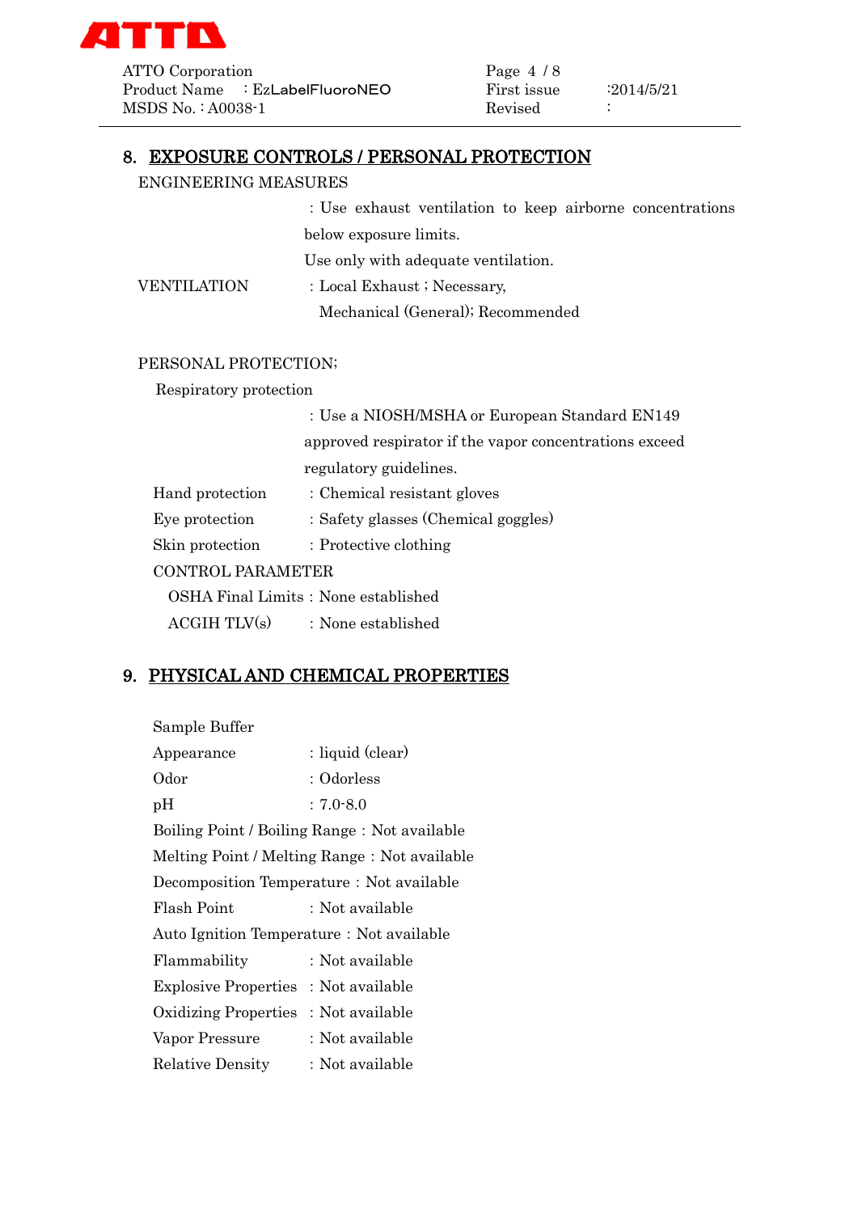## 8. EXPOSURE CONTROLS / PERSONAL PROTECTION

ENGINEERING MEASURES

: Use exhaust ventilation to keep airborne concentrations below exposure limits.
Use only with adequate ventilation.

VENTILATION : Local Exhaust ; Necessary,
Mechanical (General); Recommended

PERSONAL PROTECTION;

Respiratory protection

: Use a NIOSH/MSHA or European Standard EN149 approved respirator if the vapor concentrations exceed regulatory guidelines.

Hand protection : Chemical resistant gloves

Eye protection : Safety glasses (Chemical goggles)

Skin protection : Protective clothing

CONTROL PARAMETER

OSHA Final Limits : None established

ACGIH TLV(s) : None established

## 9. PHYSICAL AND CHEMICAL PROPERTIES

Sample Buffer

Appearance : liquid (clear)

Odor : Odorless

pH : 7.0-8.0

Boiling Point / Boiling Range : Not available

Melting Point / Melting Range : Not available

Decomposition Temperature : Not available

Flash Point : Not available

Auto Ignition Temperature : Not available

Flammability : Not available

Explosive Properties : Not available

Oxidizing Properties : Not available

Vapor Pressure : Not available

Relative Density : Not available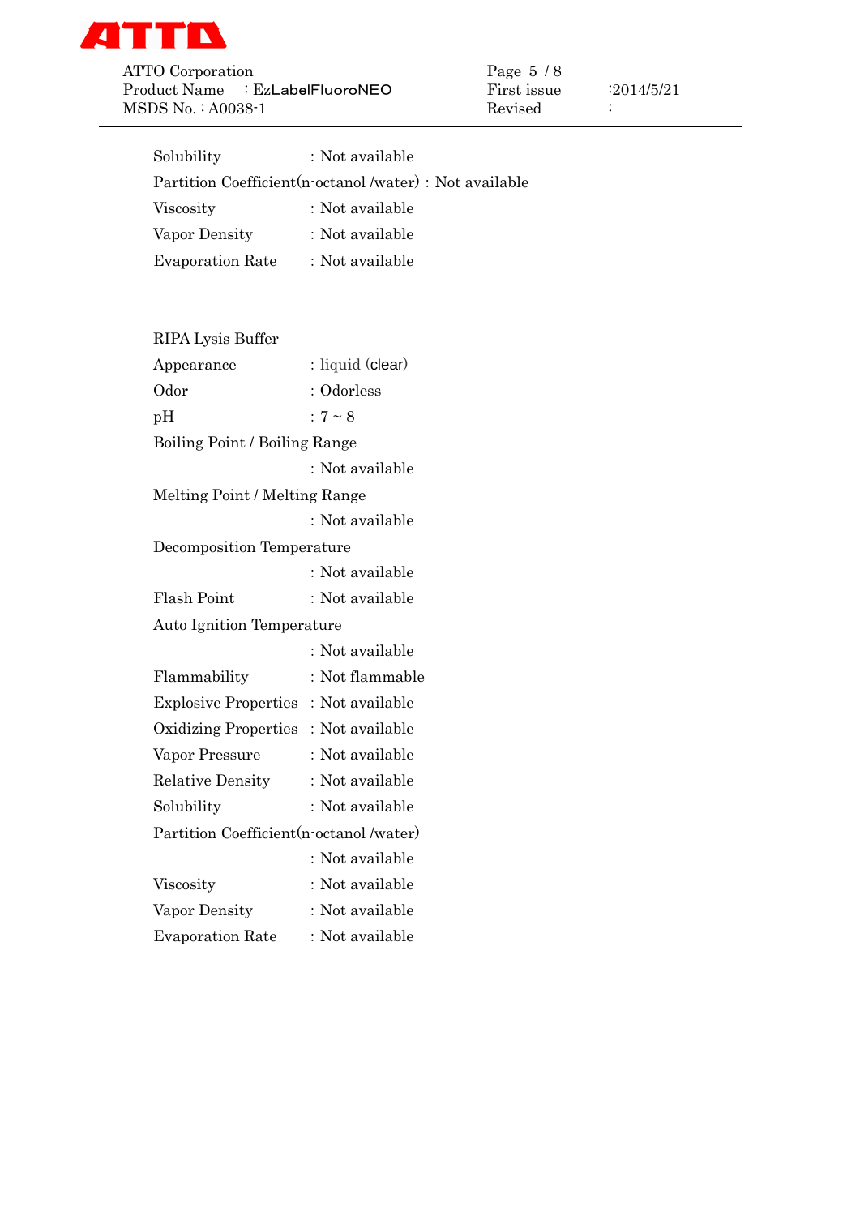Solubility : Not available

Partition Coefficient(n-octanol /water) : Not available

Viscosity : Not available

Vapor Density : Not available

Evaporation Rate : Not available

RIPA Lysis Buffer

Appearance : liquid (clear)

Odor : Odorless

pH : 7 ~ 8

Boiling Point / Boiling Range : Not available

Melting Point / Melting Range : Not available

Decomposition Temperature : Not available

Flash Point : Not available

Auto Ignition Temperature : Not available

Flammability : Not flammable

Explosive Properties : Not available

Oxidizing Properties : Not available

Vapor Pressure : Not available

Relative Density : Not available

Solubility : Not available

Partition Coefficient(n-octanol /water) : Not available

Viscosity : Not available

Vapor Density : Not available

Evaporation Rate : Not available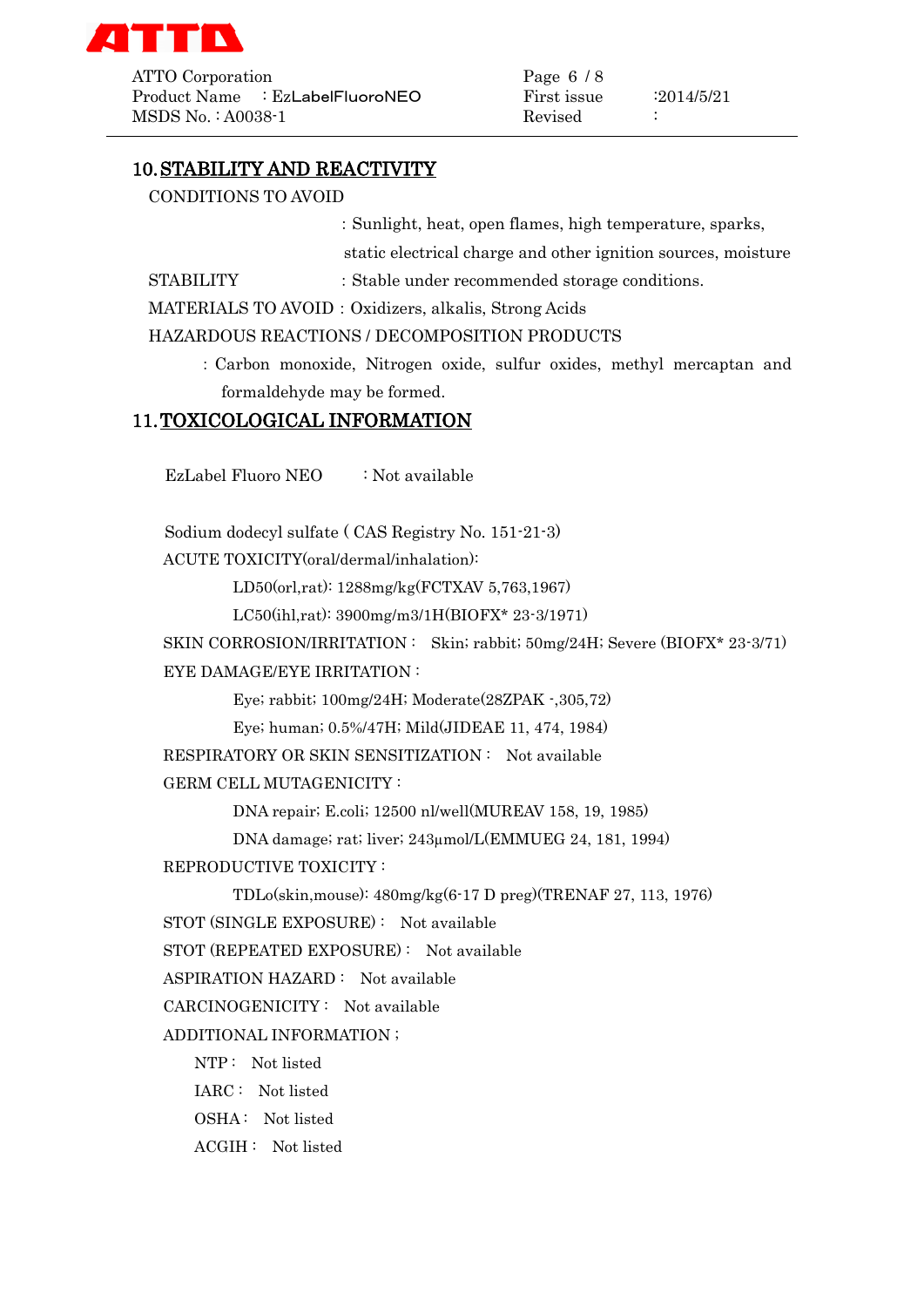## 10. STABILITY AND REACTIVITY

CONDITIONS TO AVOID

: Sunlight, heat, open flames, high temperature, sparks, static electrical charge and other ignition sources, moisture

STABILITY : Stable under recommended storage conditions.

MATERIALS TO AVOID : Oxidizers, alkalis, Strong Acids

HAZARDOUS REACTIONS / DECOMPOSITION PRODUCTS

: Carbon monoxide, Nitrogen oxide, sulfur oxides, methyl mercaptan and formaldehyde may be formed.

## 11. TOXICOLOGICAL INFORMATION

EzLabel Fluoro NEO : Not available

Sodium dodecyl sulfate ( CAS Registry No. 151-21-3)

ACUTE TOXICITY(oral/dermal/inhalation):

LD50(orl,rat): 1288mg/kg(FCTXAV 5,763,1967)

LC50(ihl,rat): 3900mg/m3/1H(BIOFX* 23-3/1971)

SKIN CORROSION/IRRITATION : Skin; rabbit; 50mg/24H; Severe (BIOFX* 23-3/71)

EYE DAMAGE/EYE IRRITATION :

Eye; rabbit; 100mg/24H; Moderate(28ZPAK -,305,72)

Eye; human; 0.5%/47H; Mild(JIDEAE 11, 474, 1984)

RESPIRATORY OR SKIN SENSITIZATION : Not available

GERM CELL MUTAGENICITY :

DNA repair; E.coli; 12500 nl/well(MUREAV 158, 19, 1985)

DNA damage; rat; liver; 243μmol/L(EMMUEG 24, 181, 1994)

REPRODUCTIVE TOXICITY :

TDLo(skin,mouse): 480mg/kg(6-17 D preg)(TRENAF 27, 113, 1976)

STOT (SINGLE EXPOSURE) : Not available

STOT (REPEATED EXPOSURE) : Not available

ASPIRATION HAZARD : Not available

CARCINOGENICITY : Not available

ADDITIONAL INFORMATION ;

NTP : Not listed

IARC : Not listed

OSHA : Not listed

ACGIH : Not listed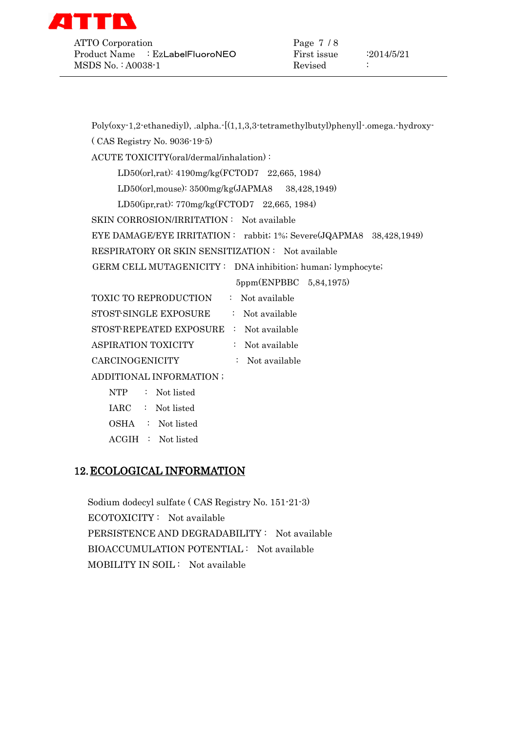Poly(oxy-1,2-ethanediyl), .alpha.-[(1,1,3,3-tetramethylbutyl)phenyl]-.omega.-hydroxy-

( CAS Registry No. 9036-19-5)

ACUTE TOXICITY(oral/dermal/inhalation)：

LD50(orl,rat): 4190mg/kg(FCTOD7 22,665, 1984)

LD50(orl,mouse): 3500mg/kg(JAPMA8 38,428,1949)

LD50(ipr,rat): 770mg/kg(FCTOD7 22,665, 1984)

SKIN CORROSION/IRRITATION： Not available

EYE DAMAGE/EYE IRRITATION： rabbit; 1%; Severe(JQAPMA8 38,428,1949)

RESPIRATORY OR SKIN SENSITIZATION： Not available

GERM CELL MUTAGENICITY： DNA inhibition; human; lymphocyte; 5ppm(ENPBBC 5,84,1975)

TOXIC TO REPRODUCTION ： Not available

STOST-SINGLE EXPOSURE ： Not available

STOST-REPEATED EXPOSURE ： Not available

ASPIRATION TOXICITY ： Not available

CARCINOGENICITY ： Not available

ADDITIONAL INFORMATION；

NTP ： Not listed

IARC ： Not listed

OSHA ： Not listed

ACGIH ： Not listed

## 12. ECOLOGICAL INFORMATION

Sodium dodecyl sulfate ( CAS Registry No. 151-21-3)

ECOTOXICITY： Not available

PERSISTENCE AND DEGRADABILITY： Not available

BIOACCUMULATION POTENTIAL： Not available

MOBILITY IN SOIL： Not available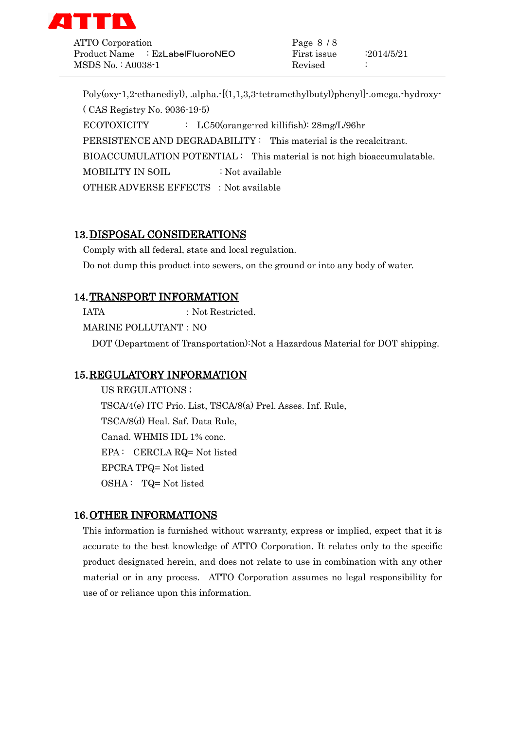Poly(oxy-1,2-ethanediyl), .alpha.-[(1,1,3,3-tetramethylbutyl)phenyl]-.omega.-hydroxy-

( CAS Registry No. 9036-19-5)

ECOTOXICITY : LC50(orange-red killifish): 28mg/L/96hr

PERSISTENCE AND DEGRADABILITY : This material is the recalcitrant.

BIOACCUMULATION POTENTIAL : This material is not high bioaccumulatable.

MOBILITY IN SOIL : Not available

OTHER ADVERSE EFFECTS : Not available

## 13. DISPOSAL CONSIDERATIONS

Comply with all federal, state and local regulation.

Do not dump this product into sewers, on the ground or into any body of water.

## 14. TRANSPORT INFORMATION

IATA : Not Restricted.

MARINE POLLUTANT : NO

DOT (Department of Transportation):Not a Hazardous Material for DOT shipping.

## 15. REGULATORY INFORMATION

US REGULATIONS ;

TSCA/4(e) ITC Prio. List, TSCA/8(a) Prel. Asses. Inf. Rule,

TSCA/8(d) Heal. Saf. Data Rule,

Canad. WHMIS IDL 1% conc.

EPA : CERCLA RQ= Not listed

EPCRA TPQ= Not listed

OSHA : TQ= Not listed

## 16. OTHER INFORMATIONS

This information is furnished without warranty, express or implied, expect that it is accurate to the best knowledge of ATTO Corporation. It relates only to the specific product designated herein, and does not relate to use in combination with any other material or in any process. ATTO Corporation assumes no legal responsibility for use of or reliance upon this information.